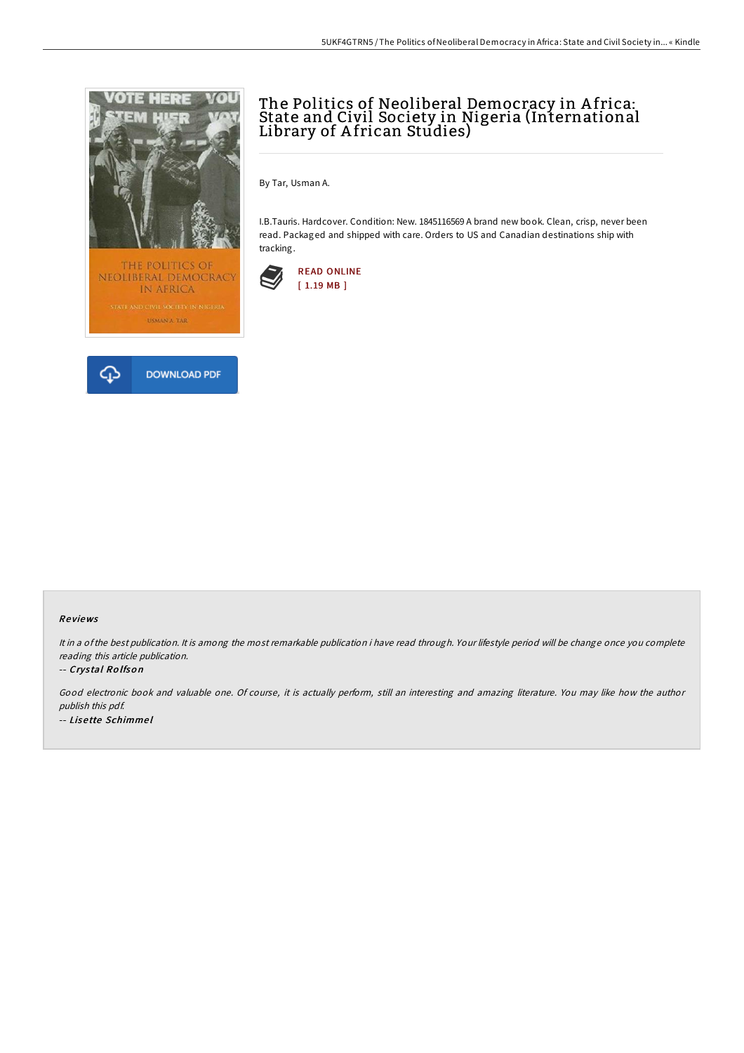# The Politics of Neoliberal Democracy in Africa: State and Civil Society in Nigeria (International Library of African Studies)

By Tar, Usman A.

I.B.Tauris. Hardcover. Condition: New. 1845116569 A brand new book. Clean, crisp, never been read. Packaged and shipped with care. Orders to US and Canadian destinations ship with tracking.

READ ONLINE
[ 1.19 MB ]

DOWNLOAD PDF

### Reviews

*It in a of the best publication. It is among the most remarkable publication i have read through. Your lifestyle period will be change once you complete reading this article publication.*

-- *Crystal Rolfson*

*Good electronic book and valuable one. Of course, it is actually perform, still an interesting and amazing literature. You may like how the author publish this pdf.*

-- *Lisette Schimmel*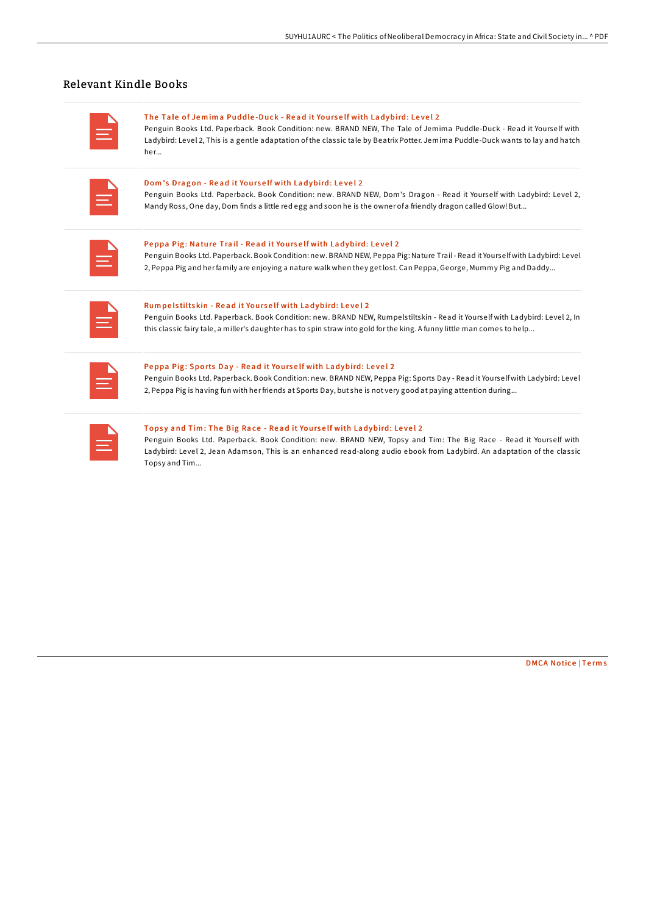## Relevant Kindle Books

### The Tale of Jemima Puddle-Duck - Read it Yourself with Ladybird: Level 2

Penguin Books Ltd. Paperback. Book Condition: new. BRAND NEW, The Tale of Jemima Puddle-Duck - Read it Yourself with Ladybird: Level 2, This is a gentle adaptation of the classic tale by Beatrix Potter. Jemima Puddle-Duck wants to lay and hatch her...

### Dom's Dragon - Read it Yourself with Ladybird: Level 2

Penguin Books Ltd. Paperback. Book Condition: new. BRAND NEW, Dom's Dragon - Read it Yourself with Ladybird: Level 2, Mandy Ross, One day, Dom finds a little red egg and soon he is the owner of a friendly dragon called Glow! But...

### Peppa Pig: Nature Trail - Read it Yourself with Ladybird: Level 2

Penguin Books Ltd. Paperback. Book Condition: new. BRAND NEW, Peppa Pig: Nature Trail - Read it Yourself with Ladybird: Level 2, Peppa Pig and her family are enjoying a nature walk when they get lost. Can Peppa, George, Mummy Pig and Daddy...

### Rumpelstiltskin - Read it Yourself with Ladybird: Level 2

Penguin Books Ltd. Paperback. Book Condition: new. BRAND NEW, Rumpelstiltskin - Read it Yourself with Ladybird: Level 2, In this classic fairy tale, a miller's daughter has to spin straw into gold for the king. A funny little man comes to help...

### Peppa Pig: Sports Day - Read it Yourself with Ladybird: Level 2

Penguin Books Ltd. Paperback. Book Condition: new. BRAND NEW, Peppa Pig: Sports Day - Read it Yourself with Ladybird: Level 2, Peppa Pig is having fun with her friends at Sports Day, but she is not very good at paying attention during...

### Topsy and Tim: The Big Race - Read it Yourself with Ladybird: Level 2

Penguin Books Ltd. Paperback. Book Condition: new. BRAND NEW, Topsy and Tim: The Big Race - Read it Yourself with Ladybird: Level 2, Jean Adamson, This is an enhanced read-along audio ebook from Ladybird. An adaptation of the classic Topsy and Tim...

DMCA Notice | Terms